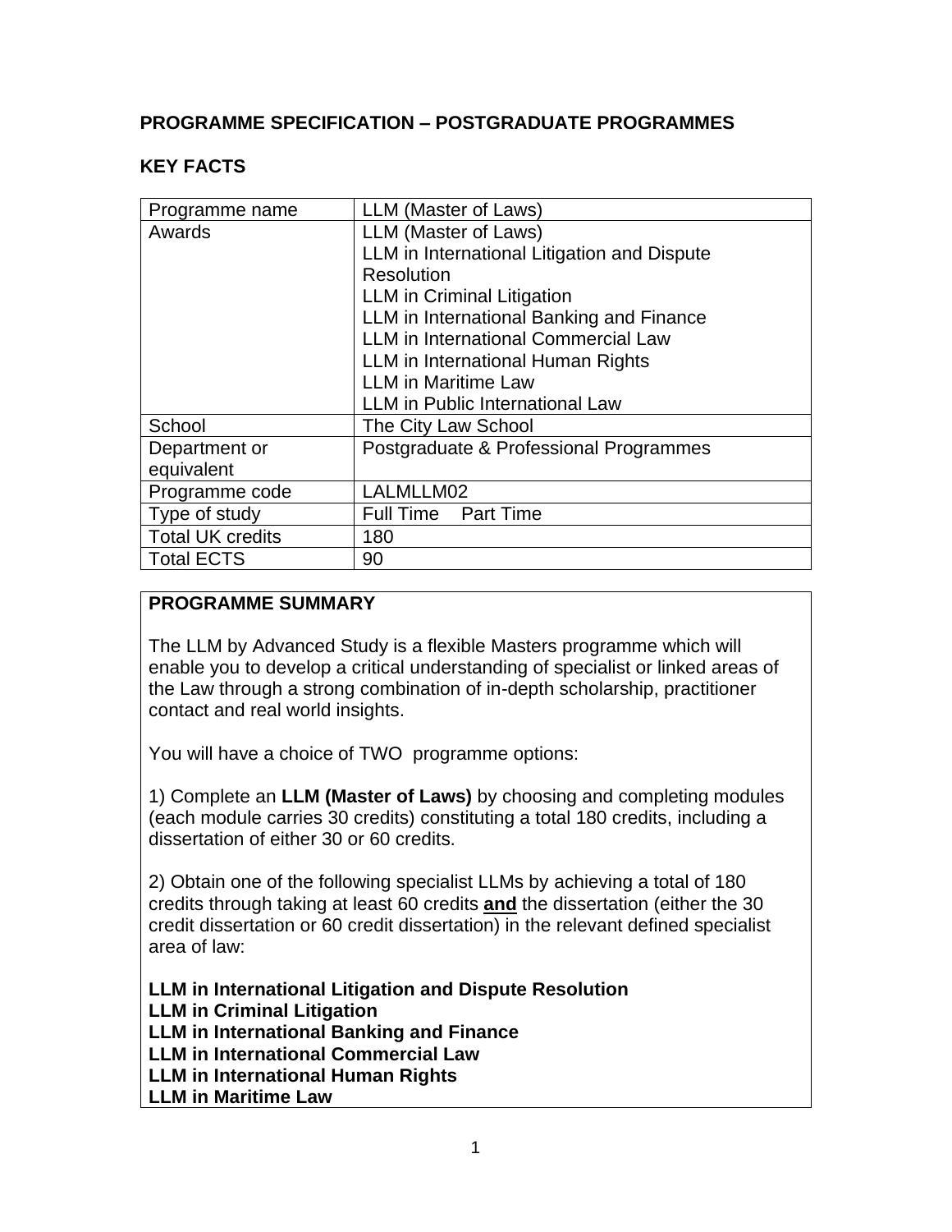## PROGRAMME SPECIFICATION – POSTGRADUATE PROGRAMMES

### KEY FACTS

| Programme name | LLM (Master of Laws) |
|---|---|
| Awards | LLM (Master of Laws)<br>LLM in International Litigation and Dispute Resolution<br>LLM in Criminal Litigation<br>LLM in International Banking and Finance<br>LLM in International Commercial Law<br>LLM in International Human Rights<br>LLM in Maritime Law<br>LLM in Public International Law |
| School | The City Law School |
| Department or equivalent | Postgraduate & Professional Programmes |
| Programme code | LALMLLM02 |
| Type of study | Full Time Part Time |
| Total UK credits | 180 |
| Total ECTS | 90 |

### PROGRAMME SUMMARY

The LLM by Advanced Study is a flexible Masters programme which will enable you to develop a critical understanding of specialist or linked areas of the Law through a strong combination of in-depth scholarship, practitioner contact and real world insights.

You will have a choice of TWO programme options:

1) Complete an **LLM (Master of Laws)** by choosing and completing modules (each module carries 30 credits) constituting a total 180 credits, including a dissertation of either 30 or 60 credits.

2) Obtain one of the following specialist LLMs by achieving a total of 180 credits through taking at least 60 credits **and** the dissertation (either the 30 credit dissertation or 60 credit dissertation) in the relevant defined specialist area of law:

**LLM in International Litigation and Dispute Resolution**
**LLM in Criminal Litigation**
**LLM in International Banking and Finance**
**LLM in International Commercial Law**
**LLM in International Human Rights**
**LLM in Maritime Law**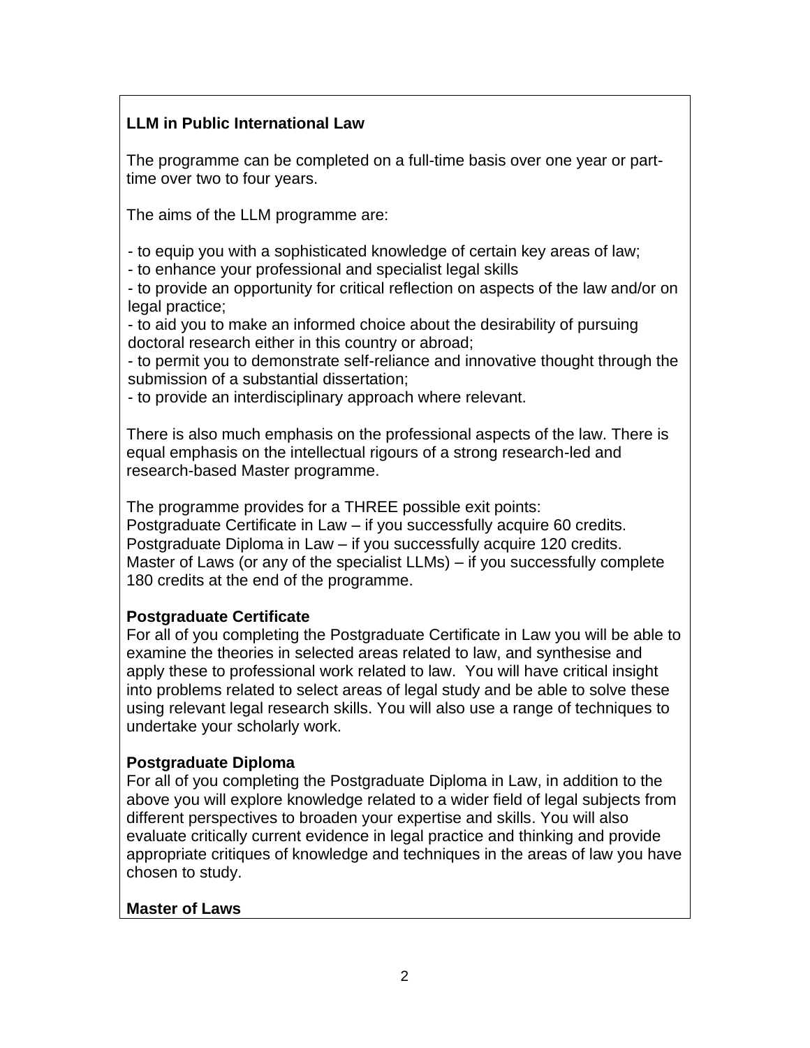**LLM in Public International Law**

The programme can be completed on a full-time basis over one year or part-time over two to four years.

The aims of the LLM programme are:

- to equip you with a sophisticated knowledge of certain key areas of law;
- to enhance your professional and specialist legal skills
- to provide an opportunity for critical reflection on aspects of the law and/or on legal practice;
- to aid you to make an informed choice about the desirability of pursuing doctoral research either in this country or abroad;
- to permit you to demonstrate self-reliance and innovative thought through the submission of a substantial dissertation;
- to provide an interdisciplinary approach where relevant.

There is also much emphasis on the professional aspects of the law. There is equal emphasis on the intellectual rigours of a strong research-led and research-based Master programme.

The programme provides for a THREE possible exit points:
Postgraduate Certificate in Law – if you successfully acquire 60 credits.
Postgraduate Diploma in Law – if you successfully acquire 120 credits.
Master of Laws (or any of the specialist LLMs) – if you successfully complete 180 credits at the end of the programme.

**Postgraduate Certificate**

For all of you completing the Postgraduate Certificate in Law you will be able to examine the theories in selected areas related to law, and synthesise and apply these to professional work related to law. You will have critical insight into problems related to select areas of legal study and be able to solve these using relevant legal research skills. You will also use a range of techniques to undertake your scholarly work.

**Postgraduate Diploma**

For all of you completing the Postgraduate Diploma in Law, in addition to the above you will explore knowledge related to a wider field of legal subjects from different perspectives to broaden your expertise and skills. You will also evaluate critically current evidence in legal practice and thinking and provide appropriate critiques of knowledge and techniques in the areas of law you have chosen to study.

**Master of Laws**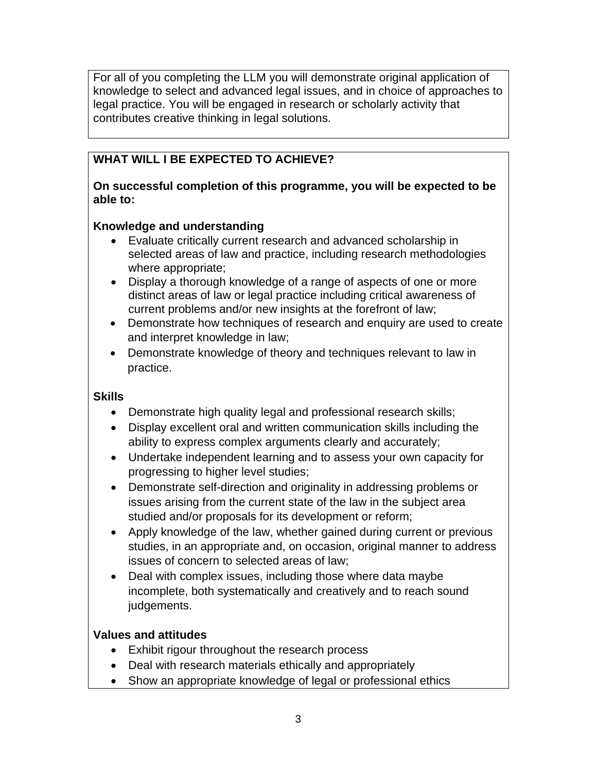For all of you completing the LLM you will demonstrate original application of knowledge to select and advanced legal issues, and in choice of approaches to legal practice. You will be engaged in research or scholarly activity that contributes creative thinking in legal solutions.

**WHAT WILL I BE EXPECTED TO ACHIEVE?**

**On successful completion of this programme, you will be expected to be able to:**

**Knowledge and understanding**

- Evaluate critically current research and advanced scholarship in selected areas of law and practice, including research methodologies where appropriate;
- Display a thorough knowledge of a range of aspects of one or more distinct areas of law or legal practice including critical awareness of current problems and/or new insights at the forefront of law;
- Demonstrate how techniques of research and enquiry are used to create and interpret knowledge in law;
- Demonstrate knowledge of theory and techniques relevant to law in practice.

**Skills**

- Demonstrate high quality legal and professional research skills;
- Display excellent oral and written communication skills including the ability to express complex arguments clearly and accurately;
- Undertake independent learning and to assess your own capacity for progressing to higher level studies;
- Demonstrate self-direction and originality in addressing problems or issues arising from the current state of the law in the subject area studied and/or proposals for its development or reform;
- Apply knowledge of the law, whether gained during current or previous studies, in an appropriate and, on occasion, original manner to address issues of concern to selected areas of law;
- Deal with complex issues, including those where data maybe incomplete, both systematically and creatively and to reach sound judgements.

**Values and attitudes**

- Exhibit rigour throughout the research process
- Deal with research materials ethically and appropriately
- Show an appropriate knowledge of legal or professional ethics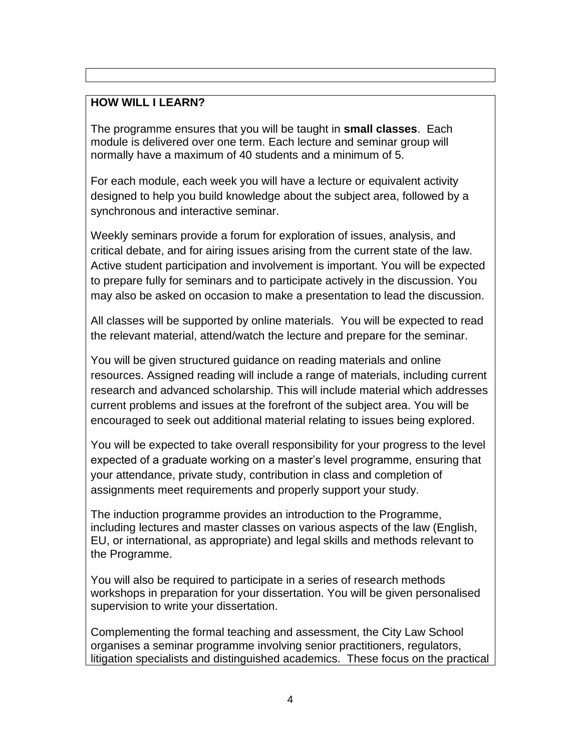## HOW WILL I LEARN?

The programme ensures that you will be taught in **small classes**. Each module is delivered over one term. Each lecture and seminar group will normally have a maximum of 40 students and a minimum of 5.

For each module, each week you will have a lecture or equivalent activity designed to help you build knowledge about the subject area, followed by a synchronous and interactive seminar.

Weekly seminars provide a forum for exploration of issues, analysis, and critical debate, and for airing issues arising from the current state of the law. Active student participation and involvement is important. You will be expected to prepare fully for seminars and to participate actively in the discussion. You may also be asked on occasion to make a presentation to lead the discussion.

All classes will be supported by online materials. You will be expected to read the relevant material, attend/watch the lecture and prepare for the seminar.

You will be given structured guidance on reading materials and online resources. Assigned reading will include a range of materials, including current research and advanced scholarship. This will include material which addresses current problems and issues at the forefront of the subject area. You will be encouraged to seek out additional material relating to issues being explored.

You will be expected to take overall responsibility for your progress to the level expected of a graduate working on a master's level programme, ensuring that your attendance, private study, contribution in class and completion of assignments meet requirements and properly support your study.

The induction programme provides an introduction to the Programme, including lectures and master classes on various aspects of the law (English, EU, or international, as appropriate) and legal skills and methods relevant to the Programme.

You will also be required to participate in a series of research methods workshops in preparation for your dissertation. You will be given personalised supervision to write your dissertation.

Complementing the formal teaching and assessment, the City Law School organises a seminar programme involving senior practitioners, regulators, litigation specialists and distinguished academics. These focus on the practical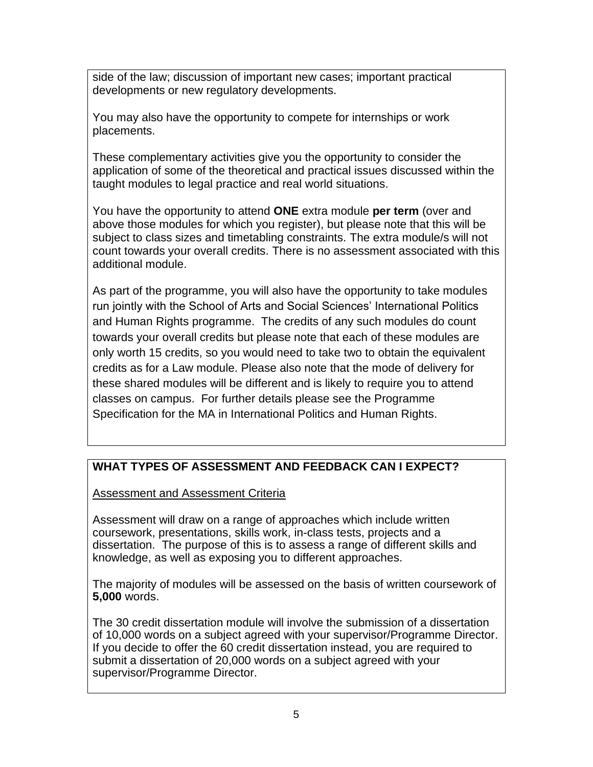side of the law; discussion of important new cases; important practical developments or new regulatory developments.

You may also have the opportunity to compete for internships or work placements.

These complementary activities give you the opportunity to consider the application of some of the theoretical and practical issues discussed within the taught modules to legal practice and real world situations.

You have the opportunity to attend **ONE** extra module **per term** (over and above those modules for which you register), but please note that this will be subject to class sizes and timetabling constraints. The extra module/s will not count towards your overall credits. There is no assessment associated with this additional module.

As part of the programme, you will also have the opportunity to take modules run jointly with the School of Arts and Social Sciences' International Politics and Human Rights programme. The credits of any such modules do count towards your overall credits but please note that each of these modules are only worth 15 credits, so you would need to take two to obtain the equivalent credits as for a Law module. Please also note that the mode of delivery for these shared modules will be different and is likely to require you to attend classes on campus. For further details please see the Programme Specification for the MA in International Politics and Human Rights.

## WHAT TYPES OF ASSESSMENT AND FEEDBACK CAN I EXPECT?

Assessment and Assessment Criteria

Assessment will draw on a range of approaches which include written coursework, presentations, skills work, in-class tests, projects and a dissertation. The purpose of this is to assess a range of different skills and knowledge, as well as exposing you to different approaches.

The majority of modules will be assessed on the basis of written coursework of **5,000** words.

The 30 credit dissertation module will involve the submission of a dissertation of 10,000 words on a subject agreed with your supervisor/Programme Director. If you decide to offer the 60 credit dissertation instead, you are required to submit a dissertation of 20,000 words on a subject agreed with your supervisor/Programme Director.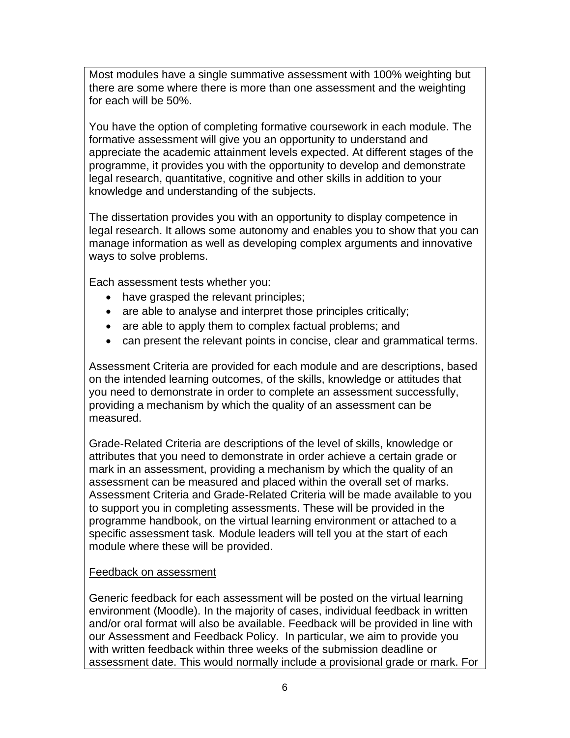Most modules have a single summative assessment with 100% weighting but there are some where there is more than one assessment and the weighting for each will be 50%.

You have the option of completing formative coursework in each module. The formative assessment will give you an opportunity to understand and appreciate the academic attainment levels expected. At different stages of the programme, it provides you with the opportunity to develop and demonstrate legal research, quantitative, cognitive and other skills in addition to your knowledge and understanding of the subjects.

The dissertation provides you with an opportunity to display competence in legal research. It allows some autonomy and enables you to show that you can manage information as well as developing complex arguments and innovative ways to solve problems.

Each assessment tests whether you:

- have grasped the relevant principles;
- are able to analyse and interpret those principles critically;
- are able to apply them to complex factual problems; and
- can present the relevant points in concise, clear and grammatical terms.

Assessment Criteria are provided for each module and are descriptions, based on the intended learning outcomes, of the skills, knowledge or attitudes that you need to demonstrate in order to complete an assessment successfully, providing a mechanism by which the quality of an assessment can be measured.

Grade-Related Criteria are descriptions of the level of skills, knowledge or attributes that you need to demonstrate in order achieve a certain grade or mark in an assessment, providing a mechanism by which the quality of an assessment can be measured and placed within the overall set of marks. Assessment Criteria and Grade-Related Criteria will be made available to you to support you in completing assessments. These will be provided in the programme handbook, on the virtual learning environment or attached to a specific assessment task. Module leaders will tell you at the start of each module where these will be provided.

Feedback on assessment

Generic feedback for each assessment will be posted on the virtual learning environment (Moodle). In the majority of cases, individual feedback in written and/or oral format will also be available. Feedback will be provided in line with our Assessment and Feedback Policy. In particular, we aim to provide you with written feedback within three weeks of the submission deadline or assessment date. This would normally include a provisional grade or mark. For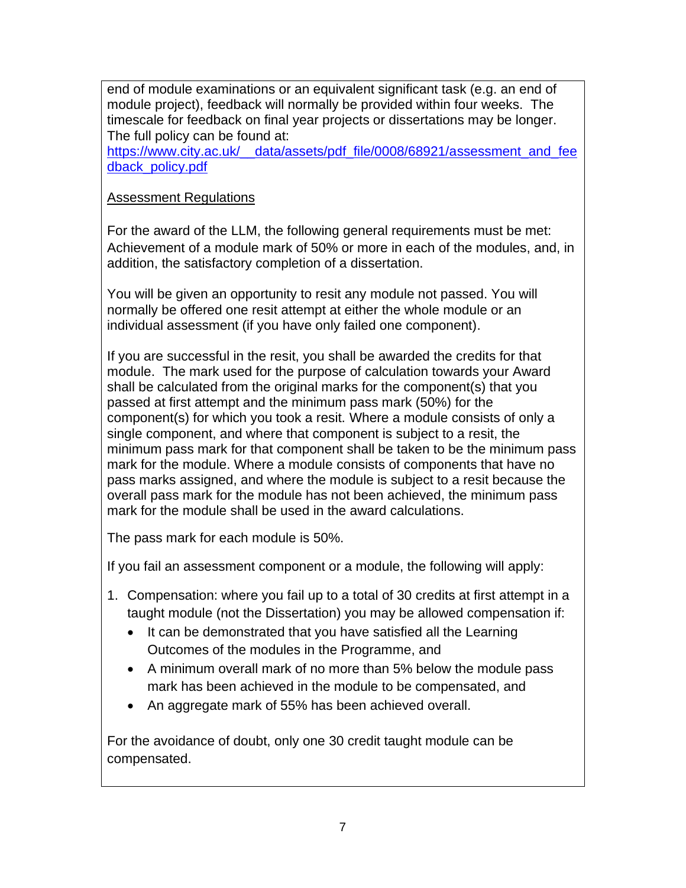end of module examinations or an equivalent significant task (e.g. an end of module project), feedback will normally be provided within four weeks. The timescale for feedback on final year projects or dissertations may be longer. The full policy can be found at:
[https://www.city.ac.uk/__data/assets/pdf_file/0008/68921/assessment_and_feedback_policy.pdf](https://www.city.ac.uk/__data/assets/pdf_file/0008/68921/assessment_and_feedback_policy.pdf)

<u>Assessment Regulations</u>

For the award of the LLM, the following general requirements must be met: Achievement of a module mark of 50% or more in each of the modules, and, in addition, the satisfactory completion of a dissertation.

You will be given an opportunity to resit any module not passed. You will normally be offered one resit attempt at either the whole module or an individual assessment (if you have only failed one component).

If you are successful in the resit, you shall be awarded the credits for that module. The mark used for the purpose of calculation towards your Award shall be calculated from the original marks for the component(s) that you passed at first attempt and the minimum pass mark (50%) for the component(s) for which you took a resit. Where a module consists of only a single component, and where that component is subject to a resit, the minimum pass mark for that component shall be taken to be the minimum pass mark for the module. Where a module consists of components that have no pass marks assigned, and where the module is subject to a resit because the overall pass mark for the module has not been achieved, the minimum pass mark for the module shall be used in the award calculations.

The pass mark for each module is 50%.

If you fail an assessment component or a module, the following will apply:

1. Compensation: where you fail up to a total of 30 credits at first attempt in a taught module (not the Dissertation) you may be allowed compensation if:
   - It can be demonstrated that you have satisfied all the Learning Outcomes of the modules in the Programme, and
   - A minimum overall mark of no more than 5% below the module pass mark has been achieved in the module to be compensated, and
   - An aggregate mark of 55% has been achieved overall.

For the avoidance of doubt, only one 30 credit taught module can be compensated.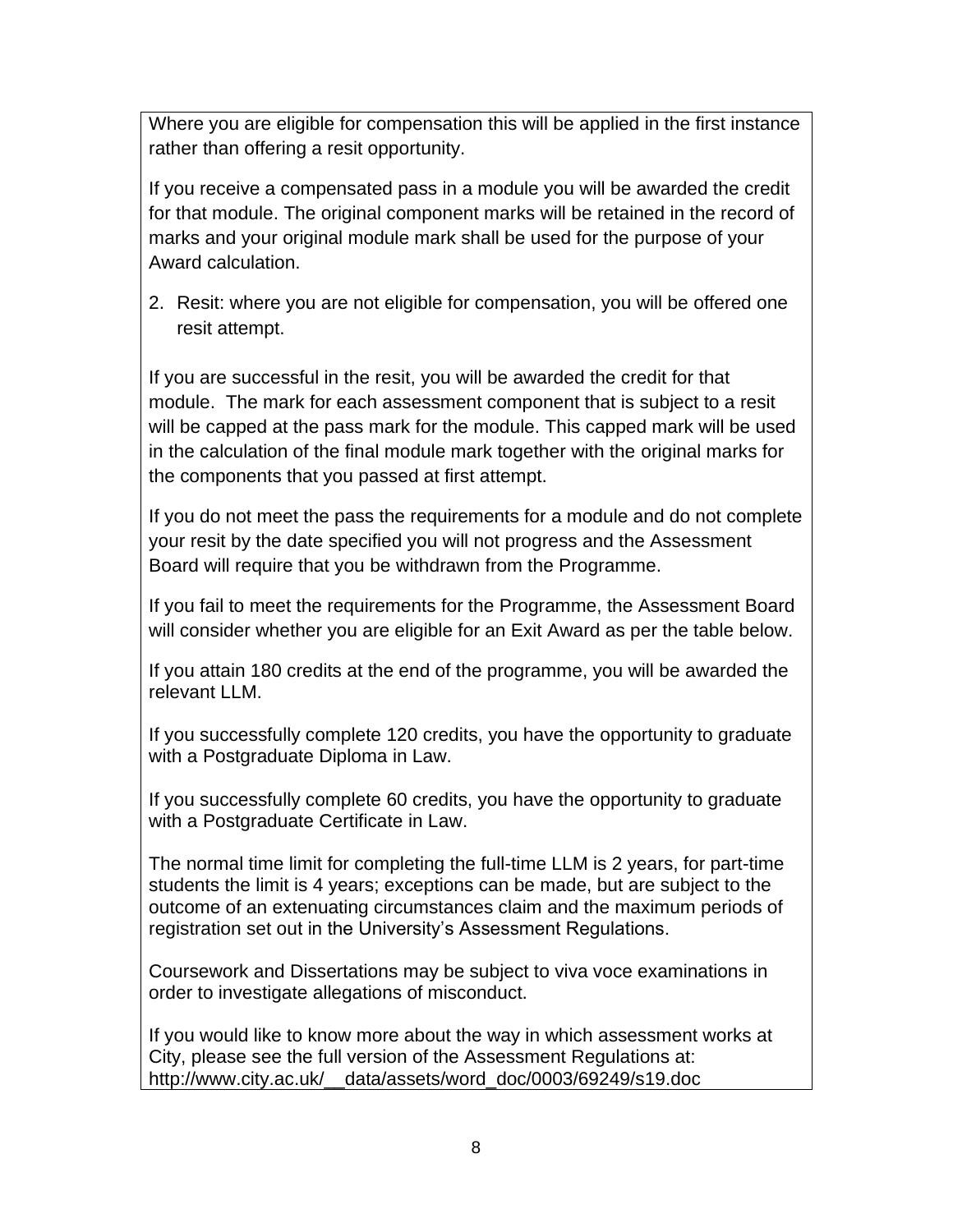Where you are eligible for compensation this will be applied in the first instance rather than offering a resit opportunity.

If you receive a compensated pass in a module you will be awarded the credit for that module. The original component marks will be retained in the record of marks and your original module mark shall be used for the purpose of your Award calculation.

2. Resit: where you are not eligible for compensation, you will be offered one resit attempt.

If you are successful in the resit, you will be awarded the credit for that module. The mark for each assessment component that is subject to a resit will be capped at the pass mark for the module. This capped mark will be used in the calculation of the final module mark together with the original marks for the components that you passed at first attempt.

If you do not meet the pass the requirements for a module and do not complete your resit by the date specified you will not progress and the Assessment Board will require that you be withdrawn from the Programme.

If you fail to meet the requirements for the Programme, the Assessment Board will consider whether you are eligible for an Exit Award as per the table below.

If you attain 180 credits at the end of the programme, you will be awarded the relevant LLM.

If you successfully complete 120 credits, you have the opportunity to graduate with a Postgraduate Diploma in Law.

If you successfully complete 60 credits, you have the opportunity to graduate with a Postgraduate Certificate in Law.

The normal time limit for completing the full-time LLM is 2 years, for part-time students the limit is 4 years; exceptions can be made, but are subject to the outcome of an extenuating circumstances claim and the maximum periods of registration set out in the University's Assessment Regulations.

Coursework and Dissertations may be subject to viva voce examinations in order to investigate allegations of misconduct.

If you would like to know more about the way in which assessment works at City, please see the full version of the Assessment Regulations at: http://www.city.ac.uk/__data/assets/word_doc/0003/69249/s19.doc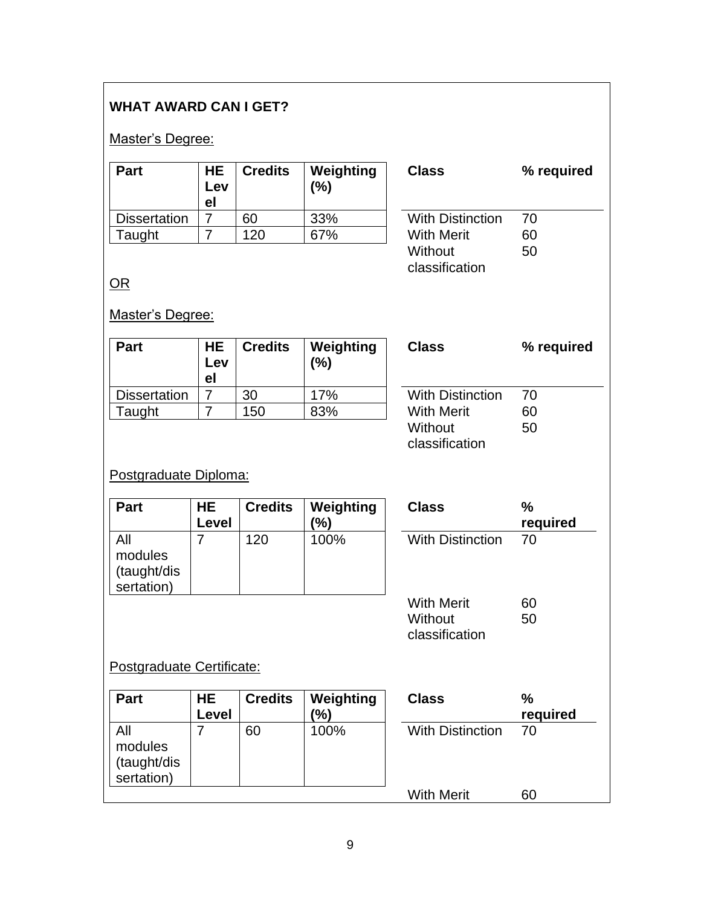**WHAT AWARD CAN I GET?**

Master's Degree:

| Part | HE Level | Credits | Weighting (%) |
|---|---|---|---|
| Dissertation | 7 | 60 | 33% |
| Taught | 7 | 120 | 67% |

| Class | % required |
|---|---|
| With Distinction | 70 |
| With Merit | 60 |
| Without classification | 50 |

OR

Master's Degree:

| Part | HE Level | Credits | Weighting (%) |
|---|---|---|---|
| Dissertation | 7 | 30 | 17% |
| Taught | 7 | 150 | 83% |

| Class | % required |
|---|---|
| With Distinction | 70 |
| With Merit | 60 |
| Without classification | 50 |

Postgraduate Diploma:

| Part | HE Level | Credits | Weighting (%) |
|---|---|---|---|
| All modules (taught/dissertation) | 7 | 120 | 100% |

| Class | % required |
|---|---|
| With Distinction | 70 |
| With Merit | 60 |
| Without classification | 50 |

Postgraduate Certificate:

| Part | HE Level | Credits | Weighting (%) |
|---|---|---|---|
| All modules (taught/dissertation) | 7 | 60 | 100% |

| Class | % required |
|---|---|
| With Distinction | 70 |
| With Merit | 60 |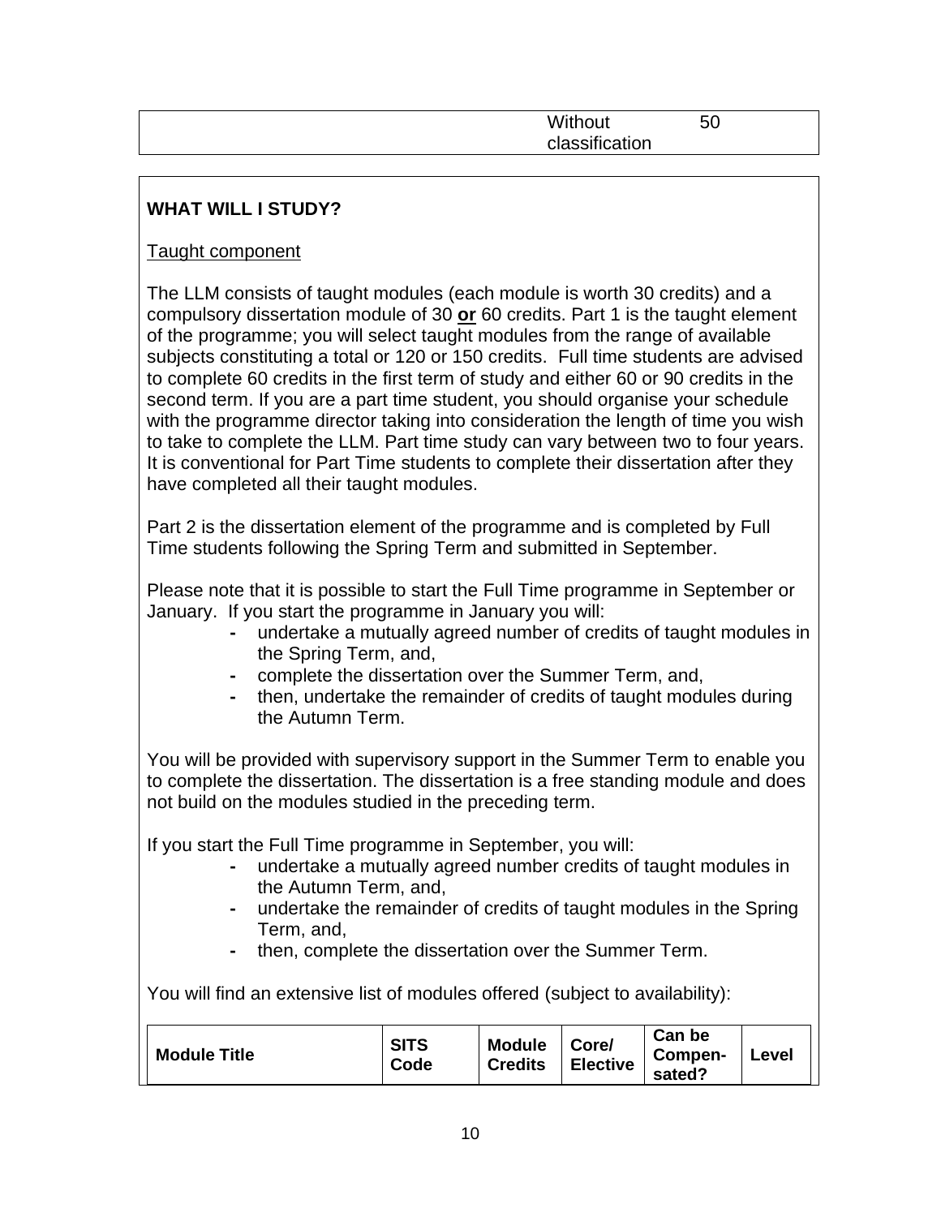| | Without classification | 50 |
|---|---|---|

**WHAT WILL I STUDY?**

Taught component

The LLM consists of taught modules (each module is worth 30 credits) and a compulsory dissertation module of 30 **or** 60 credits. Part 1 is the taught element of the programme; you will select taught modules from the range of available subjects constituting a total or 120 or 150 credits. Full time students are advised to complete 60 credits in the first term of study and either 60 or 90 credits in the second term. If you are a part time student, you should organise your schedule with the programme director taking into consideration the length of time you wish to take to complete the LLM. Part time study can vary between two to four years. It is conventional for Part Time students to complete their dissertation after they have completed all their taught modules.

Part 2 is the dissertation element of the programme and is completed by Full Time students following the Spring Term and submitted in September.

Please note that it is possible to start the Full Time programme in September or January. If you start the programme in January you will:

- undertake a mutually agreed number of credits of taught modules in the Spring Term, and,
- complete the dissertation over the Summer Term, and,
- then, undertake the remainder of credits of taught modules during the Autumn Term.

You will be provided with supervisory support in the Summer Term to enable you to complete the dissertation. The dissertation is a free standing module and does not build on the modules studied in the preceding term.

If you start the Full Time programme in September, you will:

- undertake a mutually agreed number credits of taught modules in the Autumn Term, and,
- undertake the remainder of credits of taught modules in the Spring Term, and,
- then, complete the dissertation over the Summer Term.

You will find an extensive list of modules offered (subject to availability):

| Module Title | SITS Code | Module Credits | Core/ Elective | Can be Compen-sated? | Level |
|---|---|---|---|---|---|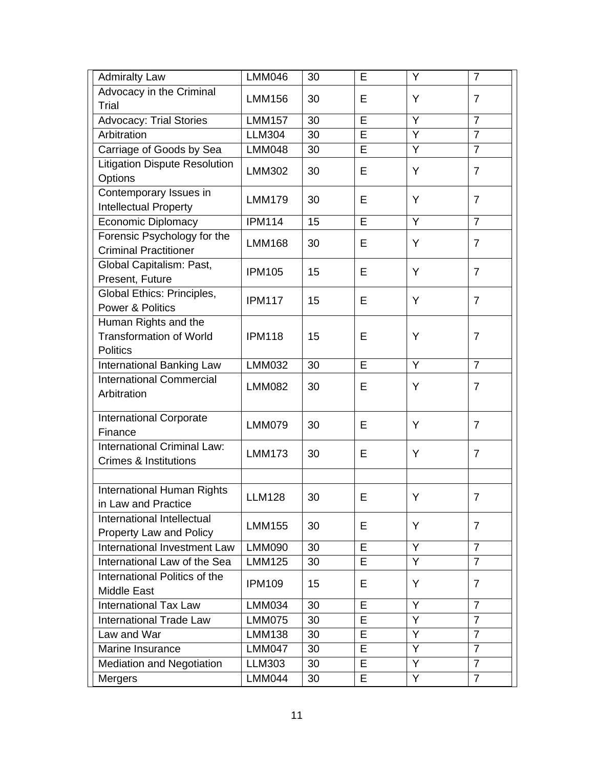| | | | | | |
|---|---|---|---|---|---|
| Admiralty Law | LMM046 | 30 | E | Y | 7 |
| Advocacy in the Criminal Trial | LMM156 | 30 | E | Y | 7 |
| Advocacy: Trial Stories | LMM157 | 30 | E | Y | 7 |
| Arbitration | LLM304 | 30 | E | Y | 7 |
| Carriage of Goods by Sea | LMM048 | 30 | E | Y | 7 |
| Litigation Dispute Resolution Options | LMM302 | 30 | E | Y | 7 |
| Contemporary Issues in Intellectual Property | LMM179 | 30 | E | Y | 7 |
| Economic Diplomacy | IPM114 | 15 | E | Y | 7 |
| Forensic Psychology for the Criminal Practitioner | LMM168 | 30 | E | Y | 7 |
| Global Capitalism: Past, Present, Future | IPM105 | 15 | E | Y | 7 |
| Global Ethics: Principles, Power & Politics | IPM117 | 15 | E | Y | 7 |
| Human Rights and the Transformation of World Politics | IPM118 | 15 | E | Y | 7 |
| International Banking Law | LMM032 | 30 | E | Y | 7 |
| International Commercial Arbitration | LMM082 | 30 | E | Y | 7 |
| International Corporate Finance | LMM079 | 30 | E | Y | 7 |
| International Criminal Law: Crimes & Institutions | LMM173 | 30 | E | Y | 7 |
| | | | | | |
| International Human Rights in Law and Practice | LLM128 | 30 | E | Y | 7 |
| International Intellectual Property Law and Policy | LMM155 | 30 | E | Y | 7 |
| International Investment Law | LMM090 | 30 | E | Y | 7 |
| International Law of the Sea | LMM125 | 30 | E | Y | 7 |
| International Politics of the Middle East | IPM109 | 15 | E | Y | 7 |
| International Tax Law | LMM034 | 30 | E | Y | 7 |
| International Trade Law | LMM075 | 30 | E | Y | 7 |
| Law and War | LMM138 | 30 | E | Y | 7 |
| Marine Insurance | LMM047 | 30 | E | Y | 7 |
| Mediation and Negotiation | LLM303 | 30 | E | Y | 7 |
| Mergers | LMM044 | 30 | E | Y | 7 |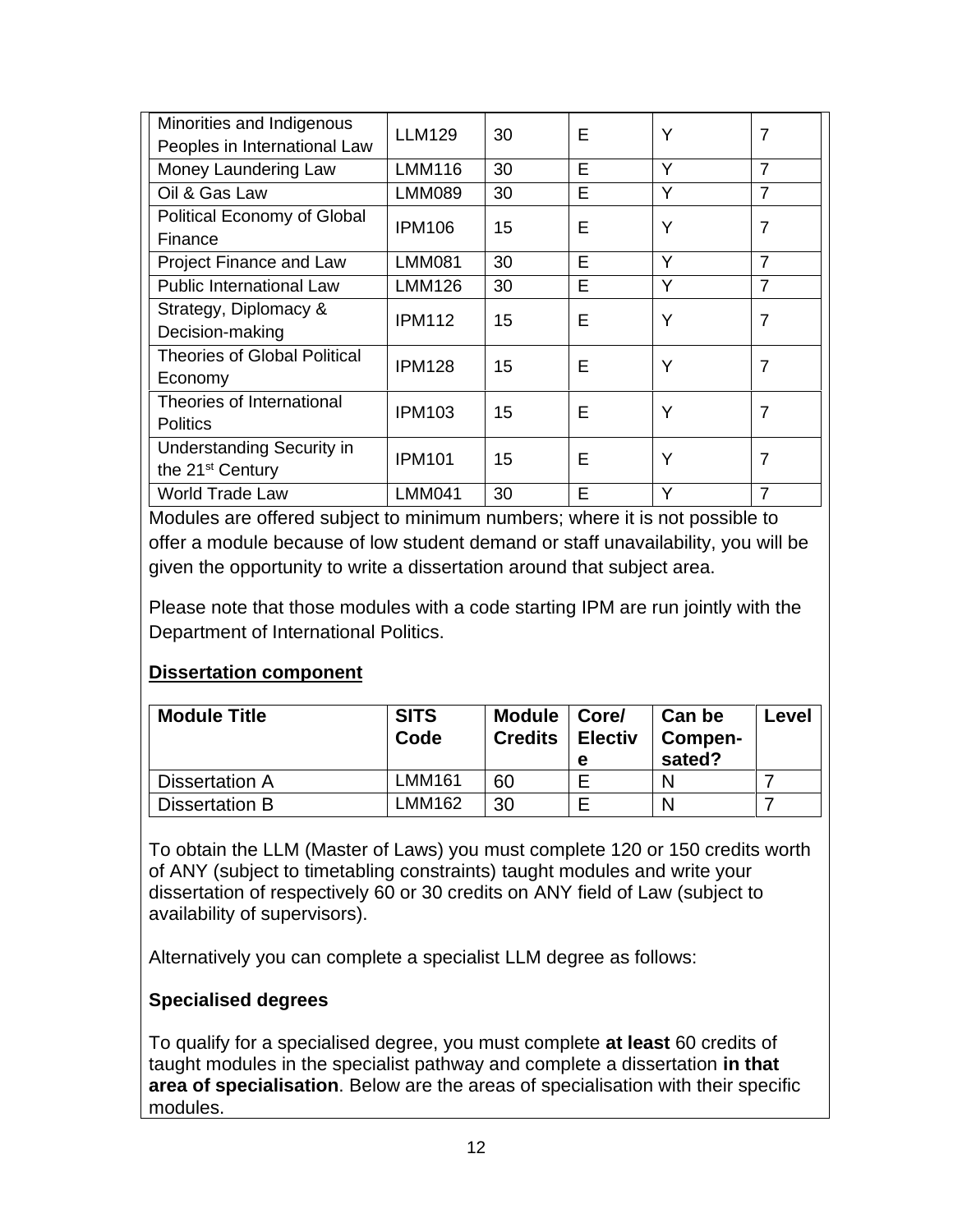| Minorities and Indigenous Peoples in International Law | LLM129 | 30 | E | Y | 7 |
| --- | --- | --- | --- | --- | --- |
| Money Laundering Law | LMM116 | 30 | E | Y | 7 |
| Oil & Gas Law | LMM089 | 30 | E | Y | 7 |
| Political Economy of Global Finance | IPM106 | 15 | E | Y | 7 |
| Project Finance and Law | LMM081 | 30 | E | Y | 7 |
| Public International Law | LMM126 | 30 | E | Y | 7 |
| Strategy, Diplomacy & Decision-making | IPM112 | 15 | E | Y | 7 |
| Theories of Global Political Economy | IPM128 | 15 | E | Y | 7 |
| Theories of International Politics | IPM103 | 15 | E | Y | 7 |
| Understanding Security in the 21st Century | IPM101 | 15 | E | Y | 7 |
| World Trade Law | LMM041 | 30 | E | Y | 7 |

Modules are offered subject to minimum numbers; where it is not possible to offer a module because of low student demand or staff unavailability, you will be given the opportunity to write a dissertation around that subject area.

Please note that those modules with a code starting IPM are run jointly with the Department of International Politics.

**Dissertation component**

| Module Title | SITS Code | Module Credits | Core/ Elective | Can be Compen-sated? | Level |
| --- | --- | --- | --- | --- | --- |
| Dissertation A | LMM161 | 60 | E | N | 7 |
| Dissertation B | LMM162 | 30 | E | N | 7 |

To obtain the LLM (Master of Laws) you must complete 120 or 150 credits worth of ANY (subject to timetabling constraints) taught modules and write your dissertation of respectively 60 or 30 credits on ANY field of Law (subject to availability of supervisors).

Alternatively you can complete a specialist LLM degree as follows:

**Specialised degrees**

To qualify for a specialised degree, you must complete **at least** 60 credits of taught modules in the specialist pathway and complete a dissertation **in that area of specialisation**. Below are the areas of specialisation with their specific modules.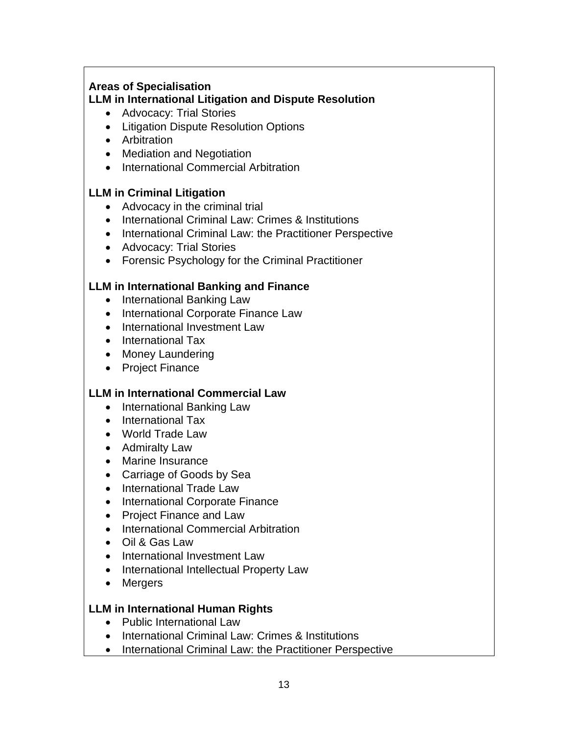**Areas of Specialisation**

**LLM in International Litigation and Dispute Resolution**

- Advocacy: Trial Stories
- Litigation Dispute Resolution Options
- Arbitration
- Mediation and Negotiation
- International Commercial Arbitration

**LLM in Criminal Litigation**

- Advocacy in the criminal trial
- International Criminal Law: Crimes & Institutions
- International Criminal Law: the Practitioner Perspective
- Advocacy: Trial Stories
- Forensic Psychology for the Criminal Practitioner

**LLM in International Banking and Finance**

- International Banking Law
- International Corporate Finance Law
- International Investment Law
- International Tax
- Money Laundering
- Project Finance

**LLM in International Commercial Law**

- International Banking Law
- International Tax
- World Trade Law
- Admiralty Law
- Marine Insurance
- Carriage of Goods by Sea
- International Trade Law
- International Corporate Finance
- Project Finance and Law
- International Commercial Arbitration
- Oil & Gas Law
- International Investment Law
- International Intellectual Property Law
- Mergers

**LLM in International Human Rights**

- Public International Law
- International Criminal Law: Crimes & Institutions
- International Criminal Law: the Practitioner Perspective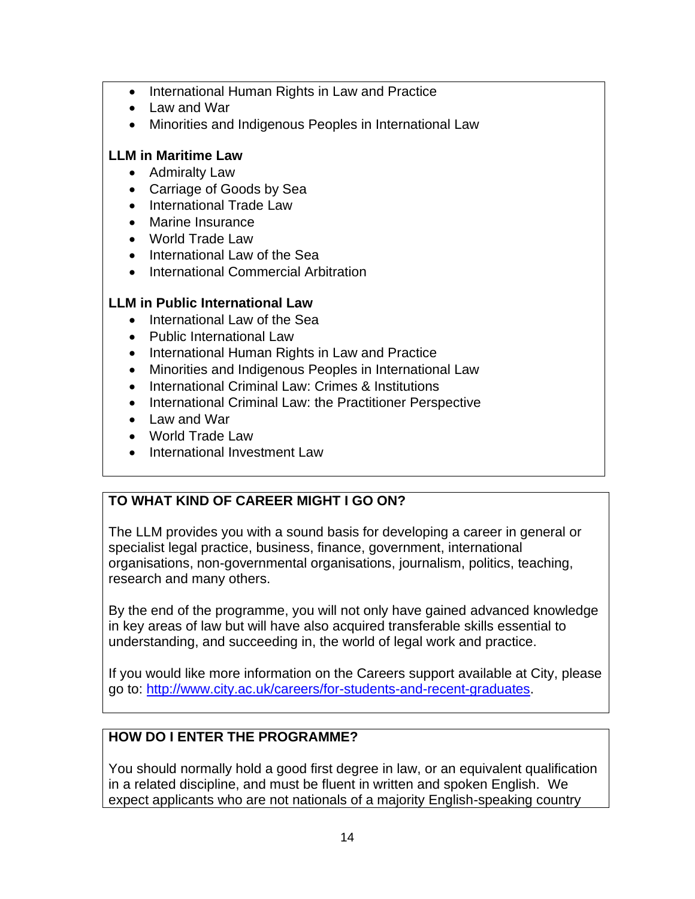- International Human Rights in Law and Practice
- Law and War
- Minorities and Indigenous Peoples in International Law

**LLM in Maritime Law**

- Admiralty Law
- Carriage of Goods by Sea
- International Trade Law
- Marine Insurance
- World Trade Law
- International Law of the Sea
- International Commercial Arbitration

**LLM in Public International Law**

- International Law of the Sea
- Public International Law
- International Human Rights in Law and Practice
- Minorities and Indigenous Peoples in International Law
- International Criminal Law: Crimes & Institutions
- International Criminal Law: the Practitioner Perspective
- Law and War
- World Trade Law
- International Investment Law

## TO WHAT KIND OF CAREER MIGHT I GO ON?

The LLM provides you with a sound basis for developing a career in general or specialist legal practice, business, finance, government, international organisations, non-governmental organisations, journalism, politics, teaching, research and many others.

By the end of the programme, you will not only have gained advanced knowledge in key areas of law but will have also acquired transferable skills essential to understanding, and succeeding in, the world of legal work and practice.

If you would like more information on the Careers support available at City, please go to: http://www.city.ac.uk/careers/for-students-and-recent-graduates.

## HOW DO I ENTER THE PROGRAMME?

You should normally hold a good first degree in law, or an equivalent qualification in a related discipline, and must be fluent in written and spoken English. We expect applicants who are not nationals of a majority English-speaking country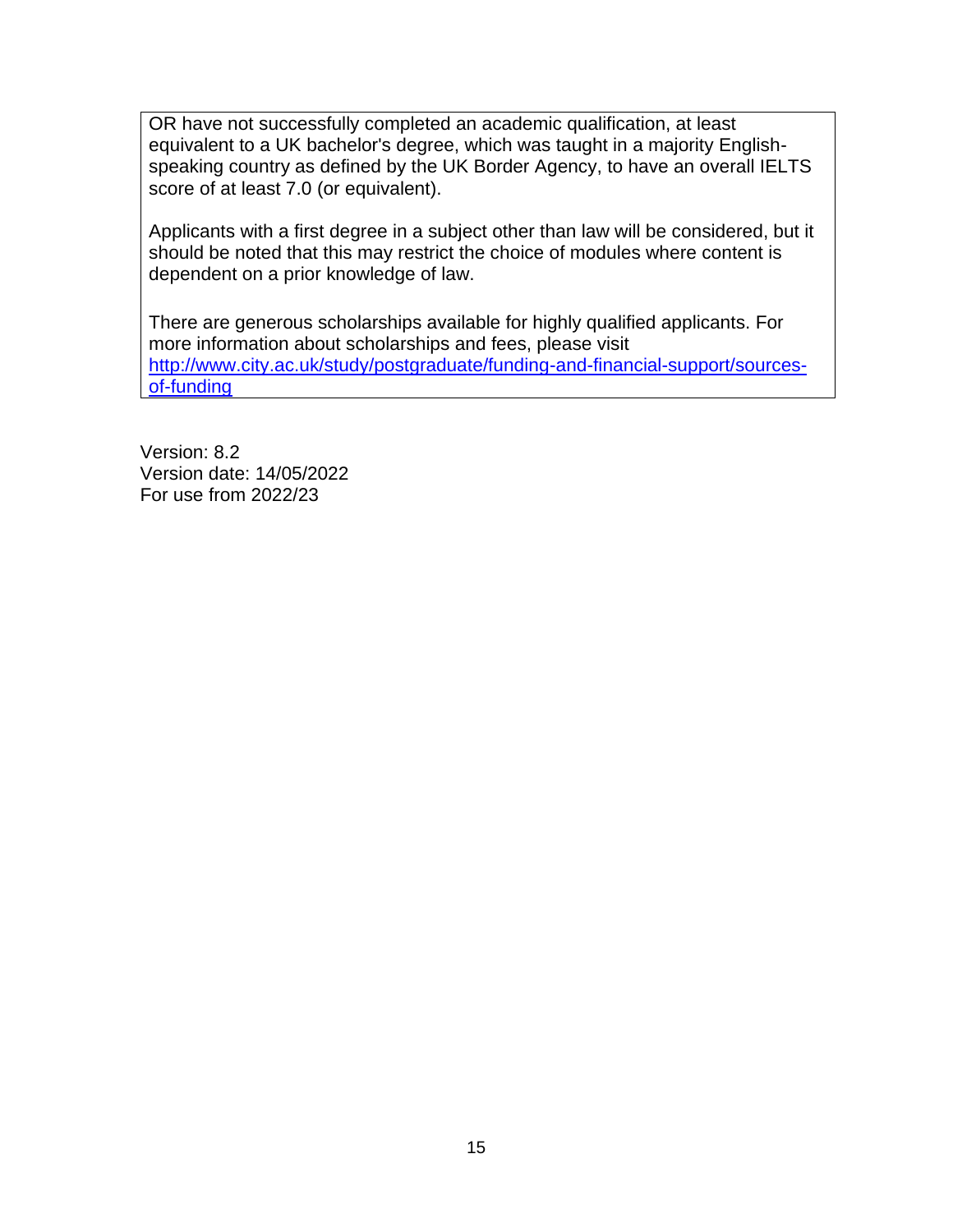OR have not successfully completed an academic qualification, at least equivalent to a UK bachelor's degree, which was taught in a majority English-speaking country as defined by the UK Border Agency, to have an overall IELTS score of at least 7.0 (or equivalent).

Applicants with a first degree in a subject other than law will be considered, but it should be noted that this may restrict the choice of modules where content is dependent on a prior knowledge of law.

There are generous scholarships available for highly qualified applicants. For more information about scholarships and fees, please visit [http://www.city.ac.uk/study/postgraduate/funding-and-financial-support/sources-of-funding](http://www.city.ac.uk/study/postgraduate/funding-and-financial-support/sources-of-funding)

Version: 8.2
Version date: 14/05/2022
For use from 2022/23